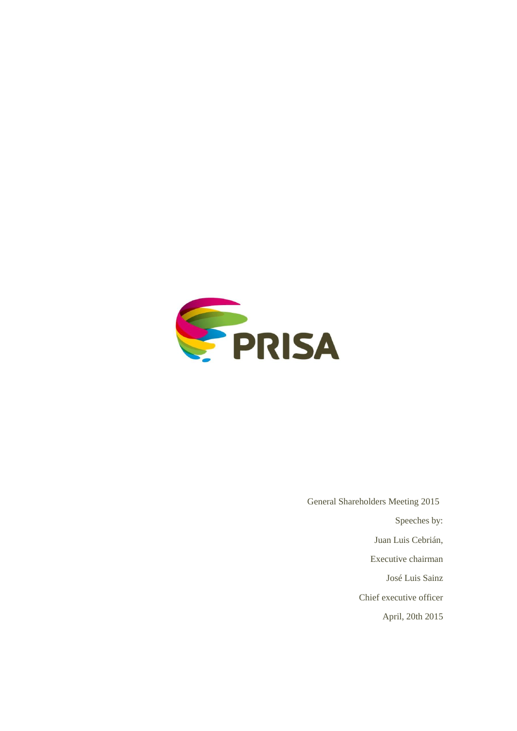PRISA

General Shareholders Meeting 2015

Speeches by:

Juan Luis Cebrián,

Executive chairman

José Luis Sainz

Chief executive officer

April, 20th 2015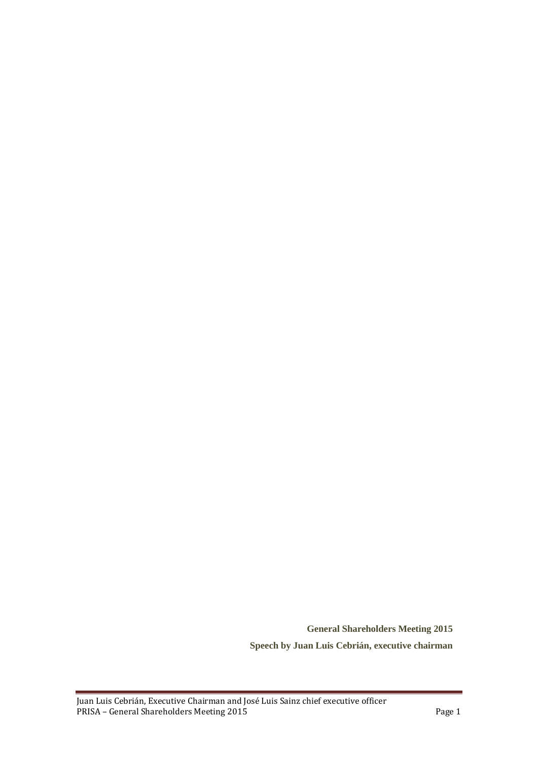**General Shareholders Meeting 2015**

**Speech by Juan Luis Cebrián, executive chairman**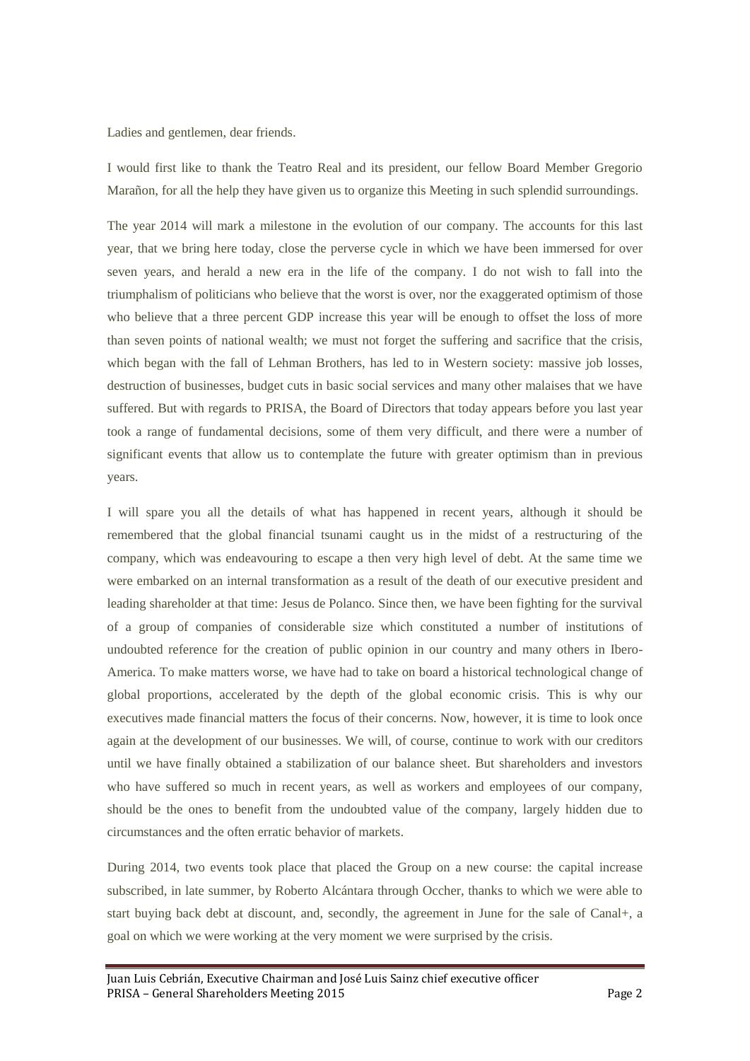Ladies and gentlemen, dear friends.

I would first like to thank the Teatro Real and its president, our fellow Board Member Gregorio Marañon, for all the help they have given us to organize this Meeting in such splendid surroundings.

The year 2014 will mark a milestone in the evolution of our company. The accounts for this last year, that we bring here today, close the perverse cycle in which we have been immersed for over seven years, and herald a new era in the life of the company. I do not wish to fall into the triumphalism of politicians who believe that the worst is over, nor the exaggerated optimism of those who believe that a three percent GDP increase this year will be enough to offset the loss of more than seven points of national wealth; we must not forget the suffering and sacrifice that the crisis, which began with the fall of Lehman Brothers, has led to in Western society: massive job losses, destruction of businesses, budget cuts in basic social services and many other malaises that we have suffered. But with regards to PRISA, the Board of Directors that today appears before you last year took a range of fundamental decisions, some of them very difficult, and there were a number of significant events that allow us to contemplate the future with greater optimism than in previous years.

I will spare you all the details of what has happened in recent years, although it should be remembered that the global financial tsunami caught us in the midst of a restructuring of the company, which was endeavouring to escape a then very high level of debt. At the same time we were embarked on an internal transformation as a result of the death of our executive president and leading shareholder at that time: Jesus de Polanco. Since then, we have been fighting for the survival of a group of companies of considerable size which constituted a number of institutions of undoubted reference for the creation of public opinion in our country and many others in Ibero-America. To make matters worse, we have had to take on board a historical technological change of global proportions, accelerated by the depth of the global economic crisis. This is why our executives made financial matters the focus of their concerns. Now, however, it is time to look once again at the development of our businesses. We will, of course, continue to work with our creditors until we have finally obtained a stabilization of our balance sheet. But shareholders and investors who have suffered so much in recent years, as well as workers and employees of our company, should be the ones to benefit from the undoubted value of the company, largely hidden due to circumstances and the often erratic behavior of markets.

During 2014, two events took place that placed the Group on a new course: the capital increase subscribed, in late summer, by Roberto Alcántara through Occher, thanks to which we were able to start buying back debt at discount, and, secondly, the agreement in June for the sale of Canal+, a goal on which we were working at the very moment we were surprised by the crisis.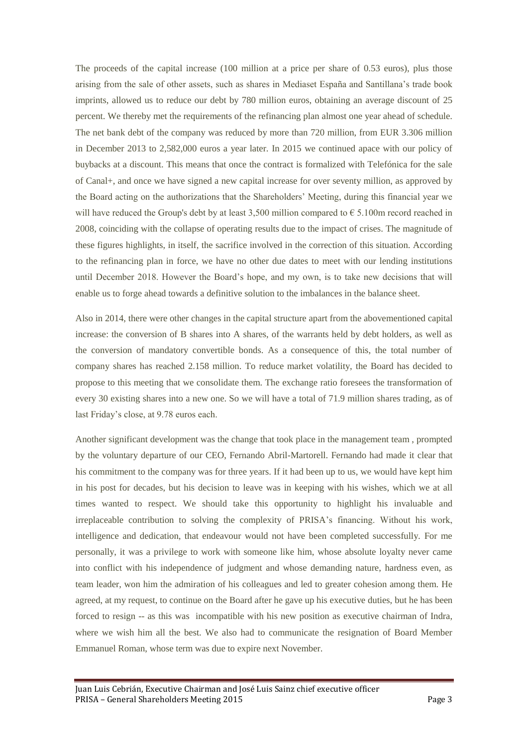The proceeds of the capital increase (100 million at a price per share of 0.53 euros), plus those arising from the sale of other assets, such as shares in Mediaset España and Santillana's trade book imprints, allowed us to reduce our debt by 780 million euros, obtaining an average discount of 25 percent. We thereby met the requirements of the refinancing plan almost one year ahead of schedule. The net bank debt of the company was reduced by more than 720 million, from EUR 3.306 million in December 2013 to 2,582,000 euros a year later. In 2015 we continued apace with our policy of buybacks at a discount. This means that once the contract is formalized with Telefónica for the sale of Canal+, and once we have signed a new capital increase for over seventy million, as approved by the Board acting on the authorizations that the Shareholders' Meeting, during this financial year we will have reduced the Group's debt by at least 3,500 million compared to € 5.100m record reached in 2008, coinciding with the collapse of operating results due to the impact of crises. The magnitude of these figures highlights, in itself, the sacrifice involved in the correction of this situation. According to the refinancing plan in force, we have no other due dates to meet with our lending institutions until December 2018. However the Board's hope, and my own, is to take new decisions that will enable us to forge ahead towards a definitive solution to the imbalances in the balance sheet.

Also in 2014, there were other changes in the capital structure apart from the abovementioned capital increase: the conversion of B shares into A shares, of the warrants held by debt holders, as well as the conversion of mandatory convertible bonds. As a consequence of this, the total number of company shares has reached 2.158 million. To reduce market volatility, the Board has decided to propose to this meeting that we consolidate them. The exchange ratio foresees the transformation of every 30 existing shares into a new one. So we will have a total of 71.9 million shares trading, as of last Friday's close, at 9.78 euros each.

Another significant development was the change that took place in the management team , prompted by the voluntary departure of our CEO, Fernando Abril-Martorell. Fernando had made it clear that his commitment to the company was for three years. If it had been up to us, we would have kept him in his post for decades, but his decision to leave was in keeping with his wishes, which we at all times wanted to respect. We should take this opportunity to highlight his invaluable and irreplaceable contribution to solving the complexity of PRISA's financing. Without his work, intelligence and dedication, that endeavour would not have been completed successfully. For me personally, it was a privilege to work with someone like him, whose absolute loyalty never came into conflict with his independence of judgment and whose demanding nature, hardness even, as team leader, won him the admiration of his colleagues and led to greater cohesion among them. He agreed, at my request, to continue on the Board after he gave up his executive duties, but he has been forced to resign -- as this was incompatible with his new position as executive chairman of Indra, where we wish him all the best. We also had to communicate the resignation of Board Member Emmanuel Roman, whose term was due to expire next November.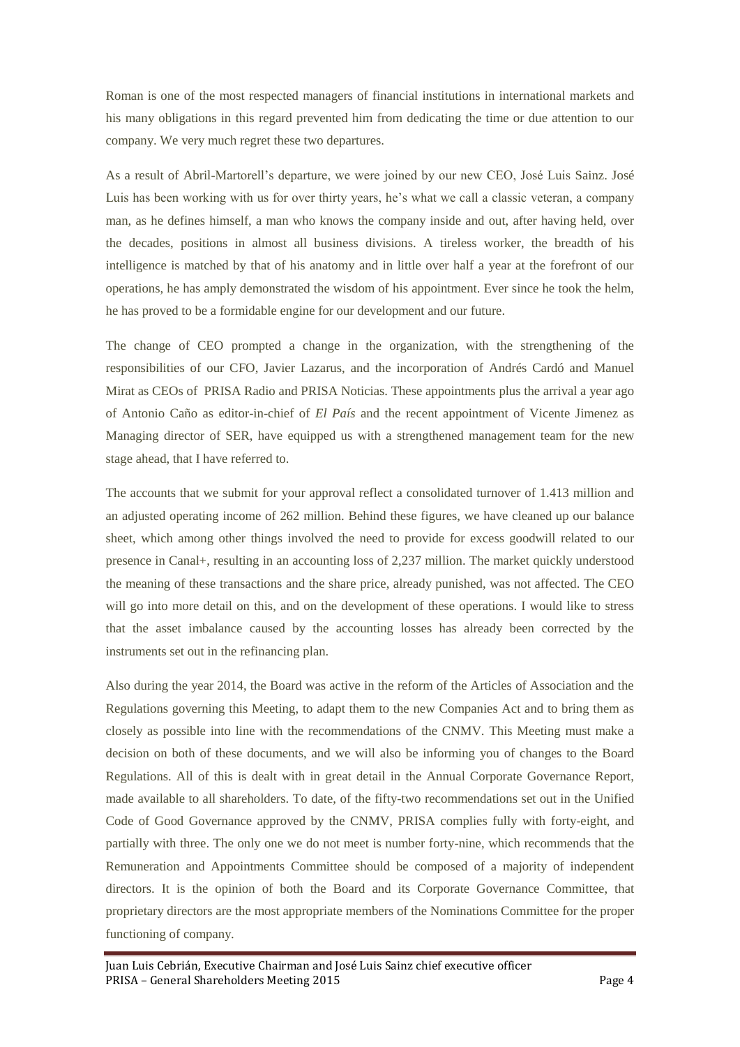Roman is one of the most respected managers of financial institutions in international markets and his many obligations in this regard prevented him from dedicating the time or due attention to our company. We very much regret these two departures.

As a result of Abril-Martorell's departure, we were joined by our new CEO, José Luis Sainz. José Luis has been working with us for over thirty years, he's what we call a classic veteran, a company man, as he defines himself, a man who knows the company inside and out, after having held, over the decades, positions in almost all business divisions. A tireless worker, the breadth of his intelligence is matched by that of his anatomy and in little over half a year at the forefront of our operations, he has amply demonstrated the wisdom of his appointment. Ever since he took the helm, he has proved to be a formidable engine for our development and our future.

The change of CEO prompted a change in the organization, with the strengthening of the responsibilities of our CFO, Javier Lazarus, and the incorporation of Andrés Cardó and Manuel Mirat as CEOs of PRISA Radio and PRISA Noticias. These appointments plus the arrival a year ago of Antonio Caño as editor-in-chief of *El País* and the recent appointment of Vicente Jimenez as Managing director of SER, have equipped us with a strengthened management team for the new stage ahead, that I have referred to.

The accounts that we submit for your approval reflect a consolidated turnover of 1.413 million and an adjusted operating income of 262 million. Behind these figures, we have cleaned up our balance sheet, which among other things involved the need to provide for excess goodwill related to our presence in Canal+, resulting in an accounting loss of 2,237 million. The market quickly understood the meaning of these transactions and the share price, already punished, was not affected. The CEO will go into more detail on this, and on the development of these operations. I would like to stress that the asset imbalance caused by the accounting losses has already been corrected by the instruments set out in the refinancing plan.

Also during the year 2014, the Board was active in the reform of the Articles of Association and the Regulations governing this Meeting, to adapt them to the new Companies Act and to bring them as closely as possible into line with the recommendations of the CNMV. This Meeting must make a decision on both of these documents, and we will also be informing you of changes to the Board Regulations. All of this is dealt with in great detail in the Annual Corporate Governance Report, made available to all shareholders. To date, of the fifty-two recommendations set out in the Unified Code of Good Governance approved by the CNMV, PRISA complies fully with forty-eight, and partially with three. The only one we do not meet is number forty-nine, which recommends that the Remuneration and Appointments Committee should be composed of a majority of independent directors. It is the opinion of both the Board and its Corporate Governance Committee, that proprietary directors are the most appropriate members of the Nominations Committee for the proper functioning of company.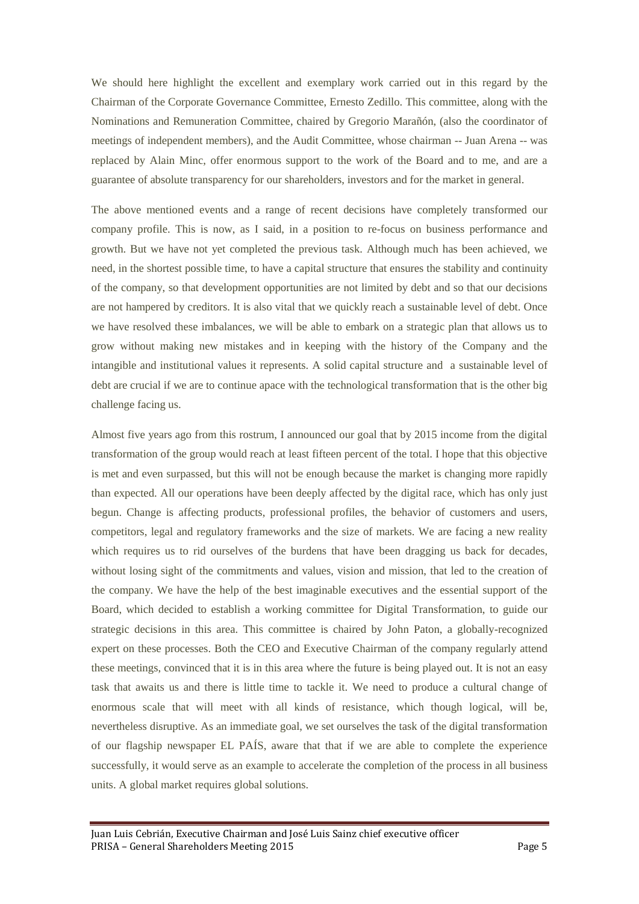We should here highlight the excellent and exemplary work carried out in this regard by the Chairman of the Corporate Governance Committee, Ernesto Zedillo. This committee, along with the Nominations and Remuneration Committee, chaired by Gregorio Marañón, (also the coordinator of meetings of independent members), and the Audit Committee, whose chairman -- Juan Arena -- was replaced by Alain Minc, offer enormous support to the work of the Board and to me, and are a guarantee of absolute transparency for our shareholders, investors and for the market in general.

The above mentioned events and a range of recent decisions have completely transformed our company profile. This is now, as I said, in a position to re-focus on business performance and growth. But we have not yet completed the previous task. Although much has been achieved, we need, in the shortest possible time, to have a capital structure that ensures the stability and continuity of the company, so that development opportunities are not limited by debt and so that our decisions are not hampered by creditors. It is also vital that we quickly reach a sustainable level of debt. Once we have resolved these imbalances, we will be able to embark on a strategic plan that allows us to grow without making new mistakes and in keeping with the history of the Company and the intangible and institutional values it represents. A solid capital structure and a sustainable level of debt are crucial if we are to continue apace with the technological transformation that is the other big challenge facing us.

Almost five years ago from this rostrum, I announced our goal that by 2015 income from the digital transformation of the group would reach at least fifteen percent of the total. I hope that this objective is met and even surpassed, but this will not be enough because the market is changing more rapidly than expected. All our operations have been deeply affected by the digital race, which has only just begun. Change is affecting products, professional profiles, the behavior of customers and users, competitors, legal and regulatory frameworks and the size of markets. We are facing a new reality which requires us to rid ourselves of the burdens that have been dragging us back for decades, without losing sight of the commitments and values, vision and mission, that led to the creation of the company. We have the help of the best imaginable executives and the essential support of the Board, which decided to establish a working committee for Digital Transformation, to guide our strategic decisions in this area. This committee is chaired by John Paton, a globally-recognized expert on these processes. Both the CEO and Executive Chairman of the company regularly attend these meetings, convinced that it is in this area where the future is being played out. It is not an easy task that awaits us and there is little time to tackle it. We need to produce a cultural change of enormous scale that will meet with all kinds of resistance, which though logical, will be, nevertheless disruptive. As an immediate goal, we set ourselves the task of the digital transformation of our flagship newspaper EL PAÍS, aware that that if we are able to complete the experience successfully, it would serve as an example to accelerate the completion of the process in all business units. A global market requires global solutions.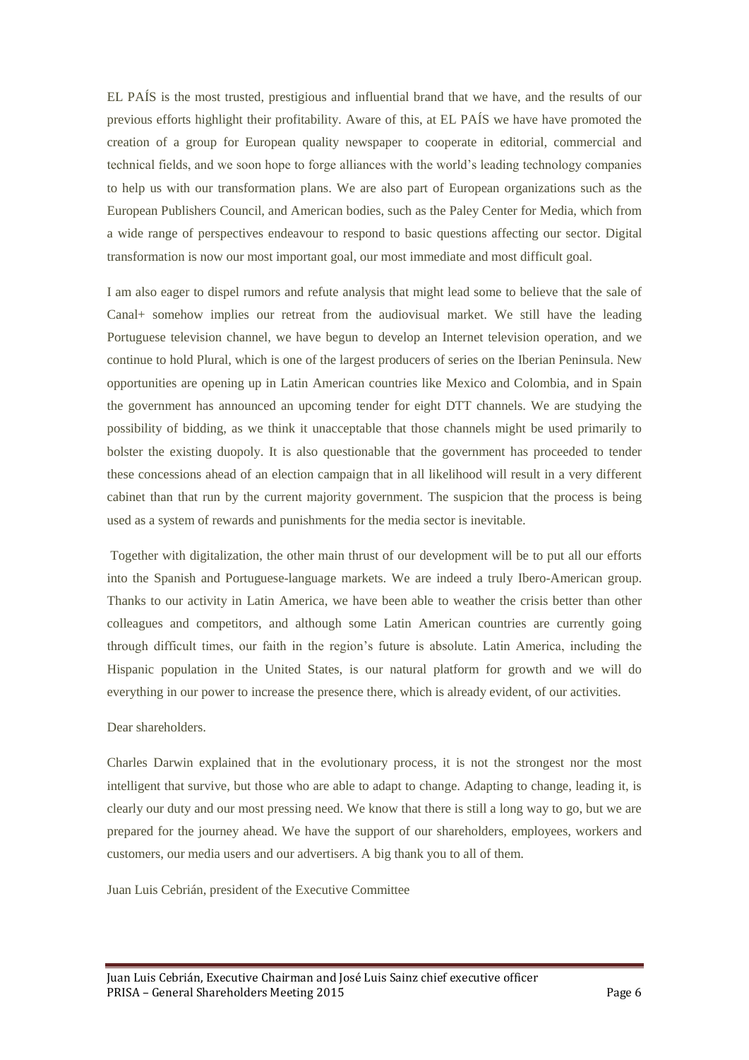EL PAÍS is the most trusted, prestigious and influential brand that we have, and the results of our previous efforts highlight their profitability. Aware of this, at EL PAÍS we have have promoted the creation of a group for European quality newspaper to cooperate in editorial, commercial and technical fields, and we soon hope to forge alliances with the world's leading technology companies to help us with our transformation plans. We are also part of European organizations such as the European Publishers Council, and American bodies, such as the Paley Center for Media, which from a wide range of perspectives endeavour to respond to basic questions affecting our sector. Digital transformation is now our most important goal, our most immediate and most difficult goal.

I am also eager to dispel rumors and refute analysis that might lead some to believe that the sale of Canal+ somehow implies our retreat from the audiovisual market. We still have the leading Portuguese television channel, we have begun to develop an Internet television operation, and we continue to hold Plural, which is one of the largest producers of series on the Iberian Peninsula. New opportunities are opening up in Latin American countries like Mexico and Colombia, and in Spain the government has announced an upcoming tender for eight DTT channels. We are studying the possibility of bidding, as we think it unacceptable that those channels might be used primarily to bolster the existing duopoly. It is also questionable that the government has proceeded to tender these concessions ahead of an election campaign that in all likelihood will result in a very different cabinet than that run by the current majority government. The suspicion that the process is being used as a system of rewards and punishments for the media sector is inevitable.

Together with digitalization, the other main thrust of our development will be to put all our efforts into the Spanish and Portuguese-language markets. We are indeed a truly Ibero-American group. Thanks to our activity in Latin America, we have been able to weather the crisis better than other colleagues and competitors, and although some Latin American countries are currently going through difficult times, our faith in the region's future is absolute. Latin America, including the Hispanic population in the United States, is our natural platform for growth and we will do everything in our power to increase the presence there, which is already evident, of our activities.

Dear shareholders.

Charles Darwin explained that in the evolutionary process, it is not the strongest nor the most intelligent that survive, but those who are able to adapt to change. Adapting to change, leading it, is clearly our duty and our most pressing need. We know that there is still a long way to go, but we are prepared for the journey ahead. We have the support of our shareholders, employees, workers and customers, our media users and our advertisers. A big thank you to all of them.

Juan Luis Cebrián, president of the Executive Committee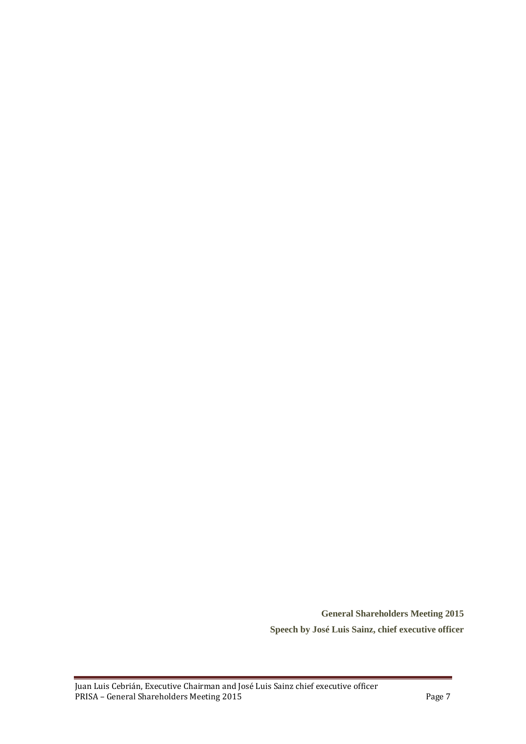**General Shareholders Meeting 2015**

**Speech by José Luis Sainz, chief executive officer**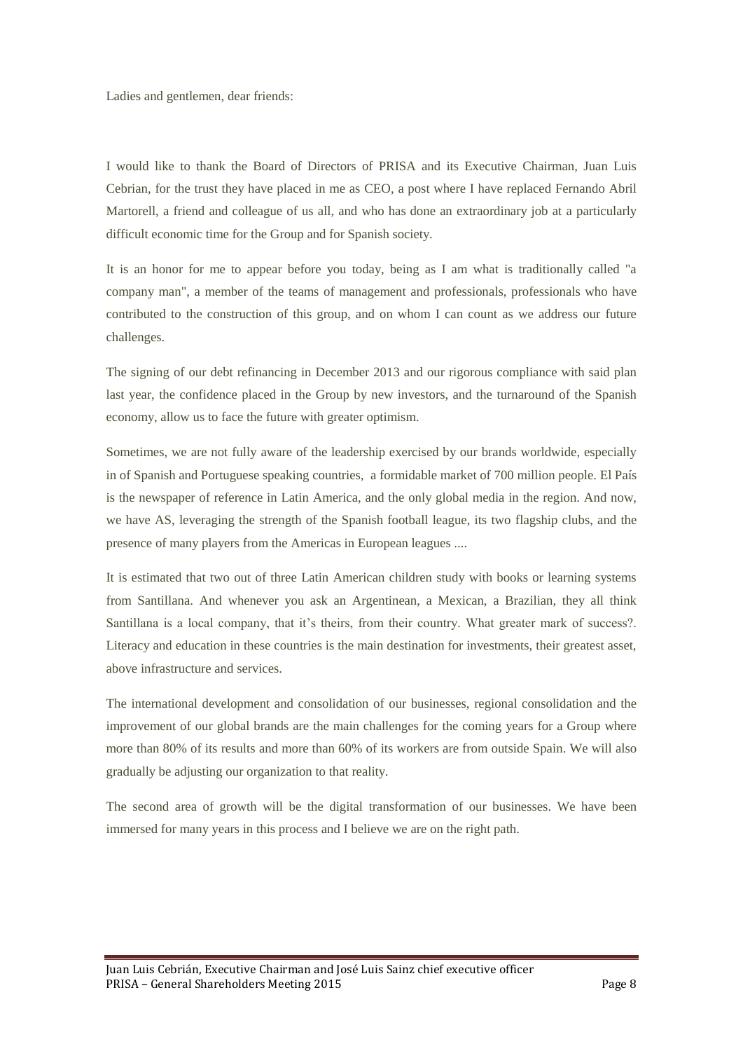Ladies and gentlemen, dear friends:

I would like to thank the Board of Directors of PRISA and its Executive Chairman, Juan Luis Cebrian, for the trust they have placed in me as CEO, a post where I have replaced Fernando Abril Martorell, a friend and colleague of us all, and who has done an extraordinary job at a particularly difficult economic time for the Group and for Spanish society.

It is an honor for me to appear before you today, being as I am what is traditionally called "a company man", a member of the teams of management and professionals, professionals who have contributed to the construction of this group, and on whom I can count as we address our future challenges.

The signing of our debt refinancing in December 2013 and our rigorous compliance with said plan last year, the confidence placed in the Group by new investors, and the turnaround of the Spanish economy, allow us to face the future with greater optimism.

Sometimes, we are not fully aware of the leadership exercised by our brands worldwide, especially in of Spanish and Portuguese speaking countries, a formidable market of 700 million people. El País is the newspaper of reference in Latin America, and the only global media in the region. And now, we have AS, leveraging the strength of the Spanish football league, its two flagship clubs, and the presence of many players from the Americas in European leagues ....

It is estimated that two out of three Latin American children study with books or learning systems from Santillana. And whenever you ask an Argentinean, a Mexican, a Brazilian, they all think Santillana is a local company, that it's theirs, from their country. What greater mark of success?. Literacy and education in these countries is the main destination for investments, their greatest asset, above infrastructure and services.

The international development and consolidation of our businesses, regional consolidation and the improvement of our global brands are the main challenges for the coming years for a Group where more than 80% of its results and more than 60% of its workers are from outside Spain. We will also gradually be adjusting our organization to that reality.

The second area of growth will be the digital transformation of our businesses. We have been immersed for many years in this process and I believe we are on the right path.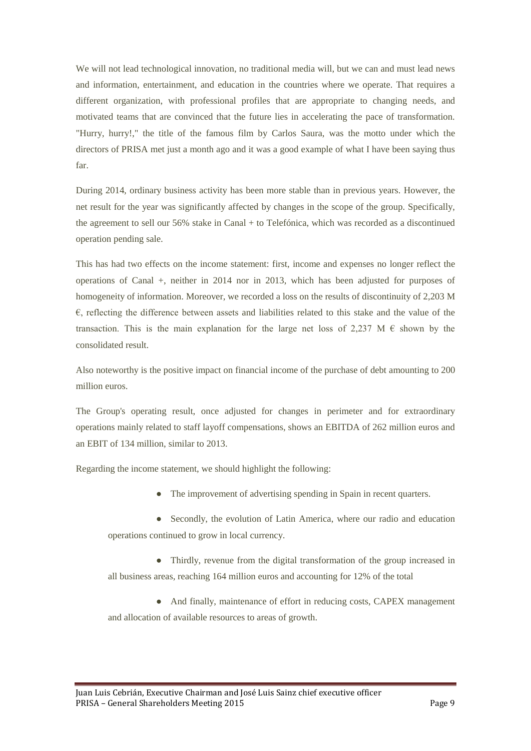We will not lead technological innovation, no traditional media will, but we can and must lead news and information, entertainment, and education in the countries where we operate. That requires a different organization, with professional profiles that are appropriate to changing needs, and motivated teams that are convinced that the future lies in accelerating the pace of transformation. "Hurry, hurry!," the title of the famous film by Carlos Saura, was the motto under which the directors of PRISA met just a month ago and it was a good example of what I have been saying thus far.

During 2014, ordinary business activity has been more stable than in previous years. However, the net result for the year was significantly affected by changes in the scope of the group. Specifically, the agreement to sell our 56% stake in Canal + to Telefónica, which was recorded as a discontinued operation pending sale.

This has had two effects on the income statement: first, income and expenses no longer reflect the operations of Canal +, neither in 2014 nor in 2013, which has been adjusted for purposes of homogeneity of information. Moreover, we recorded a loss on the results of discontinuity of 2,203 M €, reflecting the difference between assets and liabilities related to this stake and the value of the transaction. This is the main explanation for the large net loss of 2,237 M € shown by the consolidated result.

Also noteworthy is the positive impact on financial income of the purchase of debt amounting to 200 million euros.

The Group's operating result, once adjusted for changes in perimeter and for extraordinary operations mainly related to staff layoff compensations, shows an EBITDA of 262 million euros and an EBIT of 134 million, similar to 2013.

Regarding the income statement, we should highlight the following:

- The improvement of advertising spending in Spain in recent quarters.
- Secondly, the evolution of Latin America, where our radio and education operations continued to grow in local currency.
- Thirdly, revenue from the digital transformation of the group increased in all business areas, reaching 164 million euros and accounting for 12% of the total
- And finally, maintenance of effort in reducing costs, CAPEX management and allocation of available resources to areas of growth.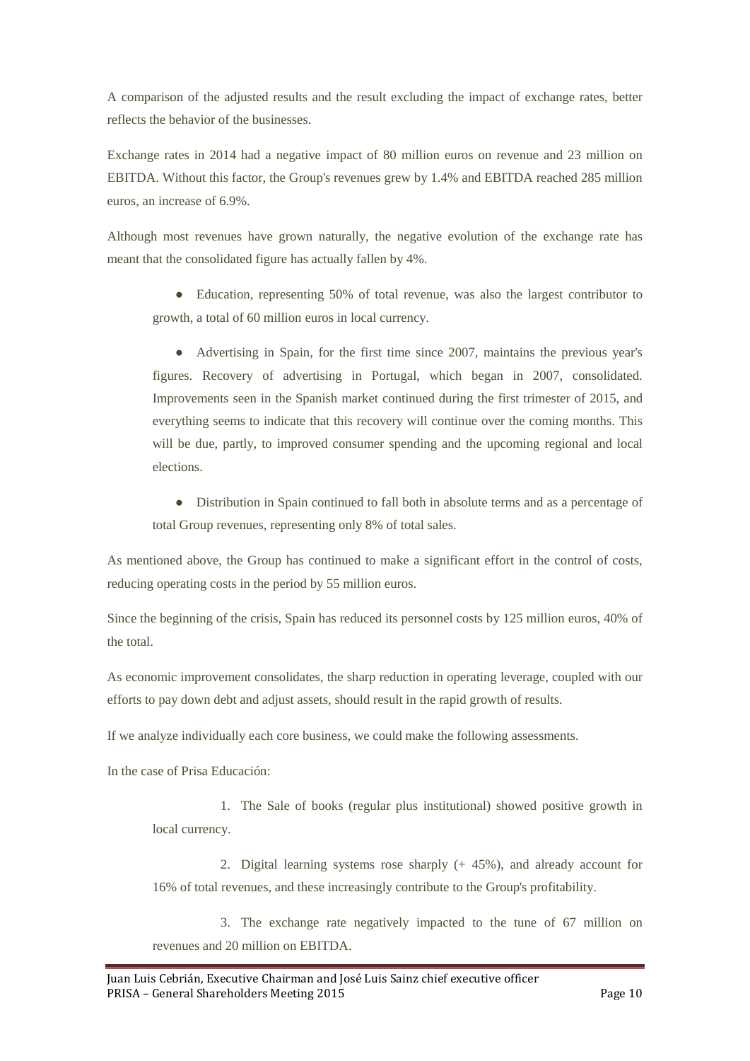A comparison of the adjusted results and the result excluding the impact of exchange rates, better reflects the behavior of the businesses.

Exchange rates in 2014 had a negative impact of 80 million euros on revenue and 23 million on EBITDA. Without this factor, the Group's revenues grew by 1.4% and EBITDA reached 285 million euros, an increase of 6.9%.

Although most revenues have grown naturally, the negative evolution of the exchange rate has meant that the consolidated figure has actually fallen by 4%.

- Education, representing 50% of total revenue, was also the largest contributor to growth, a total of 60 million euros in local currency.
- Advertising in Spain, for the first time since 2007, maintains the previous year's figures. Recovery of advertising in Portugal, which began in 2007, consolidated. Improvements seen in the Spanish market continued during the first trimester of 2015, and everything seems to indicate that this recovery will continue over the coming months. This will be due, partly, to improved consumer spending and the upcoming regional and local elections.
- Distribution in Spain continued to fall both in absolute terms and as a percentage of total Group revenues, representing only 8% of total sales.

As mentioned above, the Group has continued to make a significant effort in the control of costs, reducing operating costs in the period by 55 million euros.

Since the beginning of the crisis, Spain has reduced its personnel costs by 125 million euros, 40% of the total.

As economic improvement consolidates, the sharp reduction in operating leverage, coupled with our efforts to pay down debt and adjust assets, should result in the rapid growth of results.

If we analyze individually each core business, we could make the following assessments.

In the case of Prisa Educación:

1. The Sale of books (regular plus institutional) showed positive growth in local currency.
2. Digital learning systems rose sharply (+ 45%), and already account for 16% of total revenues, and these increasingly contribute to the Group's profitability.
3. The exchange rate negatively impacted to the tune of 67 million on revenues and 20 million on EBITDA.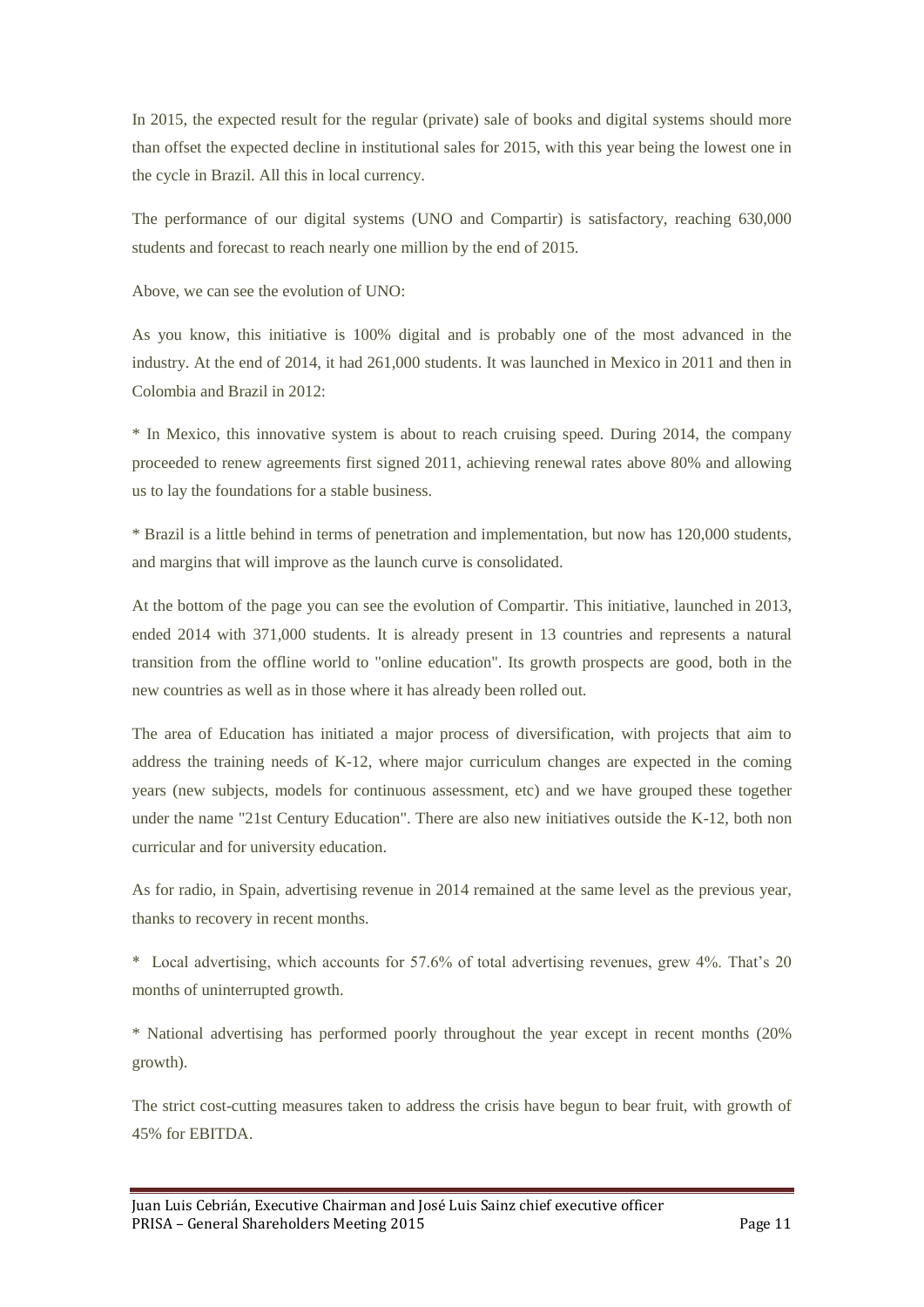In 2015, the expected result for the regular (private) sale of books and digital systems should more than offset the expected decline in institutional sales for 2015, with this year being the lowest one in the cycle in Brazil. All this in local currency.

The performance of our digital systems (UNO and Compartir) is satisfactory, reaching 630,000 students and forecast to reach nearly one million by the end of 2015.

Above, we can see the evolution of UNO:

As you know, this initiative is 100% digital and is probably one of the most advanced in the industry. At the end of 2014, it had 261,000 students. It was launched in Mexico in 2011 and then in Colombia and Brazil in 2012:

* In Mexico, this innovative system is about to reach cruising speed. During 2014, the company proceeded to renew agreements first signed 2011, achieving renewal rates above 80% and allowing us to lay the foundations for a stable business.

* Brazil is a little behind in terms of penetration and implementation, but now has 120,000 students, and margins that will improve as the launch curve is consolidated.

At the bottom of the page you can see the evolution of Compartir. This initiative, launched in 2013, ended 2014 with 371,000 students. It is already present in 13 countries and represents a natural transition from the offline world to "online education". Its growth prospects are good, both in the new countries as well as in those where it has already been rolled out.

The area of Education has initiated a major process of diversification, with projects that aim to address the training needs of K-12, where major curriculum changes are expected in the coming years (new subjects, models for continuous assessment, etc) and we have grouped these together under the name "21st Century Education". There are also new initiatives outside the K-12, both non curricular and for university education.

As for radio, in Spain, advertising revenue in 2014 remained at the same level as the previous year, thanks to recovery in recent months.

* Local advertising, which accounts for 57.6% of total advertising revenues, grew 4%. That's 20 months of uninterrupted growth.

* National advertising has performed poorly throughout the year except in recent months (20% growth).

The strict cost-cutting measures taken to address the crisis have begun to bear fruit, with growth of 45% for EBITDA.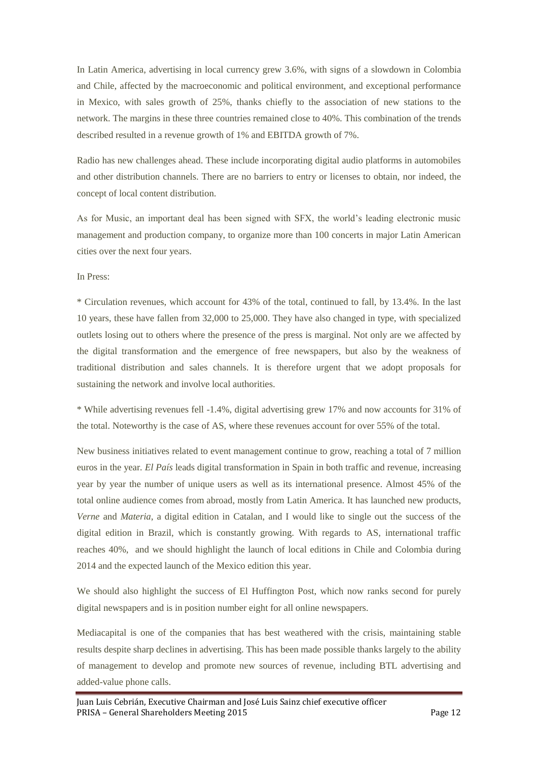In Latin America, advertising in local currency grew 3.6%, with signs of a slowdown in Colombia and Chile, affected by the macroeconomic and political environment, and exceptional performance in Mexico, with sales growth of 25%, thanks chiefly to the association of new stations to the network. The margins in these three countries remained close to 40%. This combination of the trends described resulted in a revenue growth of 1% and EBITDA growth of 7%.

Radio has new challenges ahead. These include incorporating digital audio platforms in automobiles and other distribution channels. There are no barriers to entry or licenses to obtain, nor indeed, the concept of local content distribution.

As for Music, an important deal has been signed with SFX, the world's leading electronic music management and production company, to organize more than 100 concerts in major Latin American cities over the next four years.

In Press:

* Circulation revenues, which account for 43% of the total, continued to fall, by 13.4%. In the last 10 years, these have fallen from 32,000 to 25,000. They have also changed in type, with specialized outlets losing out to others where the presence of the press is marginal. Not only are we affected by the digital transformation and the emergence of free newspapers, but also by the weakness of traditional distribution and sales channels. It is therefore urgent that we adopt proposals for sustaining the network and involve local authorities.

* While advertising revenues fell -1.4%, digital advertising grew 17% and now accounts for 31% of the total. Noteworthy is the case of AS, where these revenues account for over 55% of the total.

New business initiatives related to event management continue to grow, reaching a total of 7 million euros in the year. *El País* leads digital transformation in Spain in both traffic and revenue, increasing year by year the number of unique users as well as its international presence. Almost 45% of the total online audience comes from abroad, mostly from Latin America. It has launched new products, *Verne* and *Materia*, a digital edition in Catalan, and I would like to single out the success of the digital edition in Brazil, which is constantly growing. With regards to AS, international traffic reaches 40%, and we should highlight the launch of local editions in Chile and Colombia during 2014 and the expected launch of the Mexico edition this year.

We should also highlight the success of El Huffington Post, which now ranks second for purely digital newspapers and is in position number eight for all online newspapers.

Mediacapital is one of the companies that has best weathered with the crisis, maintaining stable results despite sharp declines in advertising. This has been made possible thanks largely to the ability of management to develop and promote new sources of revenue, including BTL advertising and added-value phone calls.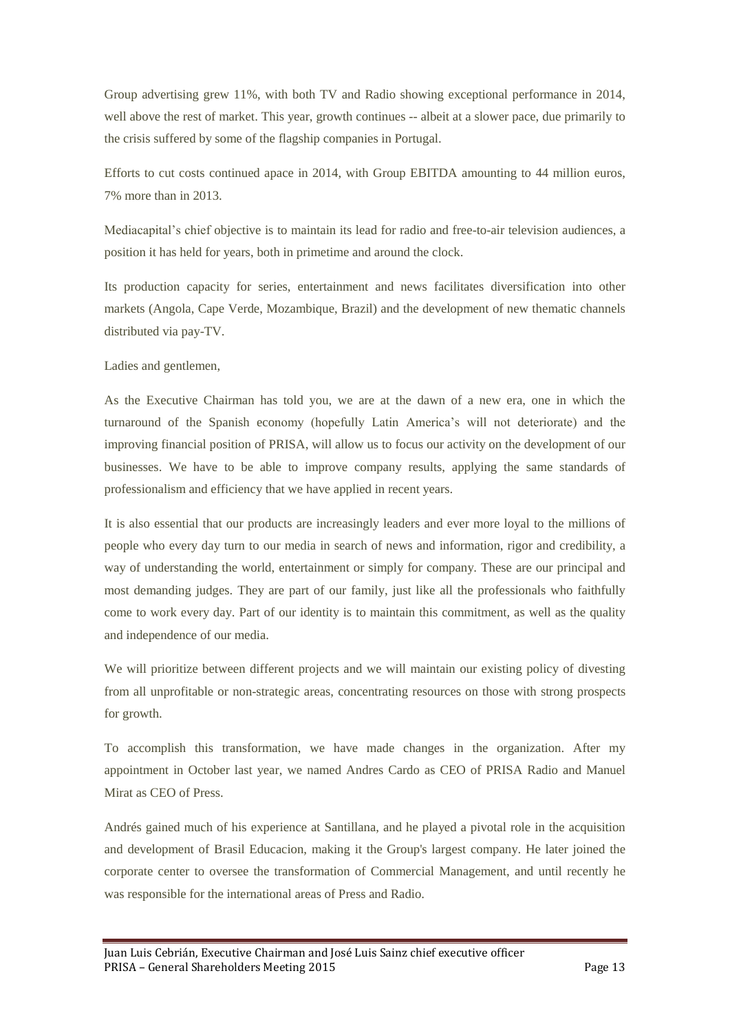Group advertising grew 11%, with both TV and Radio showing exceptional performance in 2014, well above the rest of market. This year, growth continues -- albeit at a slower pace, due primarily to the crisis suffered by some of the flagship companies in Portugal.

Efforts to cut costs continued apace in 2014, with Group EBITDA amounting to 44 million euros, 7% more than in 2013.

Mediacapital's chief objective is to maintain its lead for radio and free-to-air television audiences, a position it has held for years, both in primetime and around the clock.

Its production capacity for series, entertainment and news facilitates diversification into other markets (Angola, Cape Verde, Mozambique, Brazil) and the development of new thematic channels distributed via pay-TV.

Ladies and gentlemen,

As the Executive Chairman has told you, we are at the dawn of a new era, one in which the turnaround of the Spanish economy (hopefully Latin America's will not deteriorate) and the improving financial position of PRISA, will allow us to focus our activity on the development of our businesses. We have to be able to improve company results, applying the same standards of professionalism and efficiency that we have applied in recent years.

It is also essential that our products are increasingly leaders and ever more loyal to the millions of people who every day turn to our media in search of news and information, rigor and credibility, a way of understanding the world, entertainment or simply for company. These are our principal and most demanding judges. They are part of our family, just like all the professionals who faithfully come to work every day. Part of our identity is to maintain this commitment, as well as the quality and independence of our media.

We will prioritize between different projects and we will maintain our existing policy of divesting from all unprofitable or non-strategic areas, concentrating resources on those with strong prospects for growth.

To accomplish this transformation, we have made changes in the organization. After my appointment in October last year, we named Andres Cardo as CEO of PRISA Radio and Manuel Mirat as CEO of Press.

Andrés gained much of his experience at Santillana, and he played a pivotal role in the acquisition and development of Brasil Educacion, making it the Group's largest company. He later joined the corporate center to oversee the transformation of Commercial Management, and until recently he was responsible for the international areas of Press and Radio.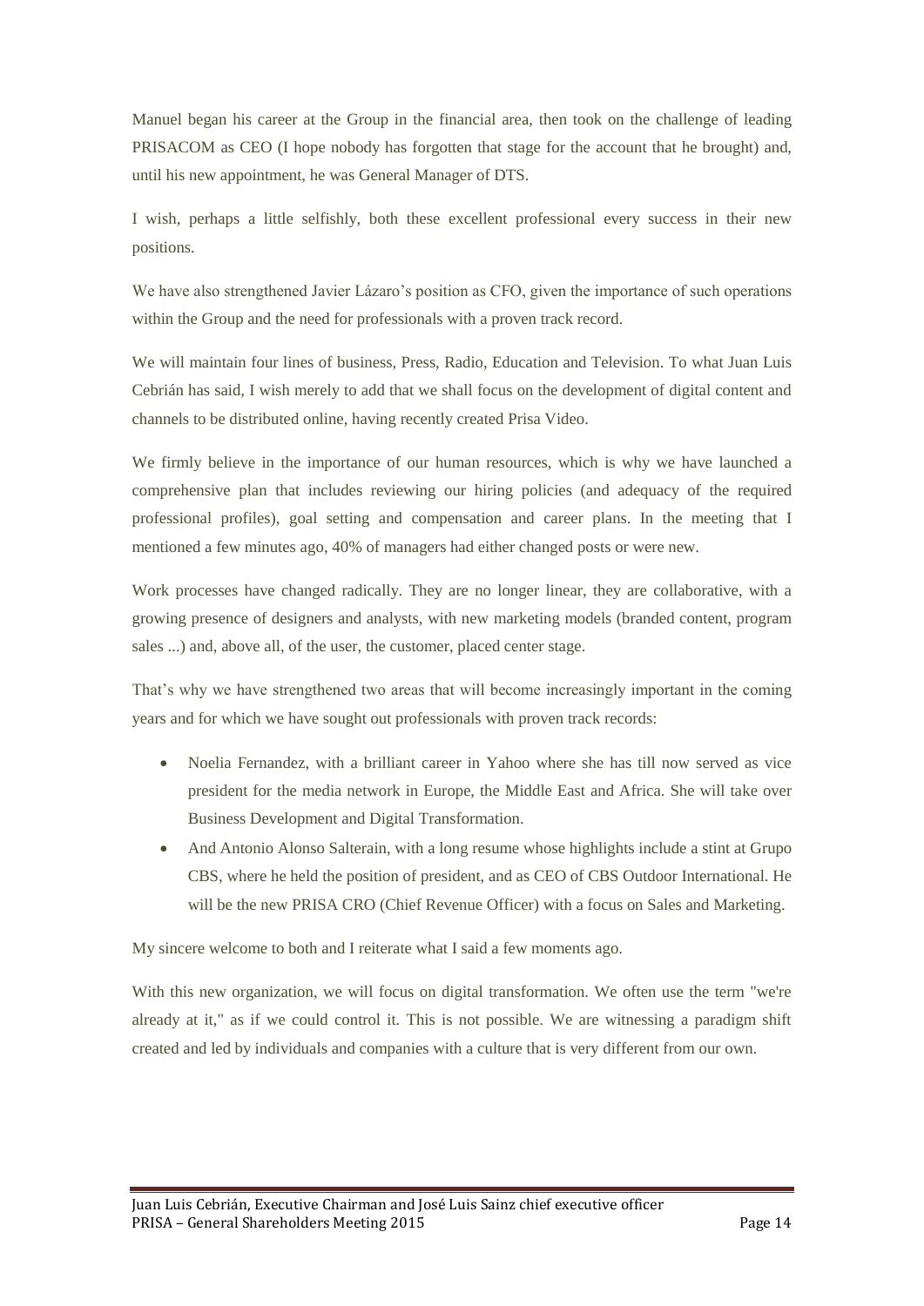Manuel began his career at the Group in the financial area, then took on the challenge of leading PRISACOM as CEO (I hope nobody has forgotten that stage for the account that he brought) and, until his new appointment, he was General Manager of DTS.

I wish, perhaps a little selfishly, both these excellent professional every success in their new positions.

We have also strengthened Javier Lázaro's position as CFO, given the importance of such operations within the Group and the need for professionals with a proven track record.

We will maintain four lines of business, Press, Radio, Education and Television. To what Juan Luis Cebrián has said, I wish merely to add that we shall focus on the development of digital content and channels to be distributed online, having recently created Prisa Video.

We firmly believe in the importance of our human resources, which is why we have launched a comprehensive plan that includes reviewing our hiring policies (and adequacy of the required professional profiles), goal setting and compensation and career plans. In the meeting that I mentioned a few minutes ago, 40% of managers had either changed posts or were new.

Work processes have changed radically. They are no longer linear, they are collaborative, with a growing presence of designers and analysts, with new marketing models (branded content, program sales ...) and, above all, of the user, the customer, placed center stage.

That's why we have strengthened two areas that will become increasingly important in the coming years and for which we have sought out professionals with proven track records:

- Noelia Fernandez, with a brilliant career in Yahoo where she has till now served as vice president for the media network in Europe, the Middle East and Africa. She will take over Business Development and Digital Transformation.
- And Antonio Alonso Salterain, with a long resume whose highlights include a stint at Grupo CBS, where he held the position of president, and as CEO of CBS Outdoor International. He will be the new PRISA CRO (Chief Revenue Officer) with a focus on Sales and Marketing.

My sincere welcome to both and I reiterate what I said a few moments ago.

With this new organization, we will focus on digital transformation. We often use the term "we're already at it," as if we could control it. This is not possible. We are witnessing a paradigm shift created and led by individuals and companies with a culture that is very different from our own.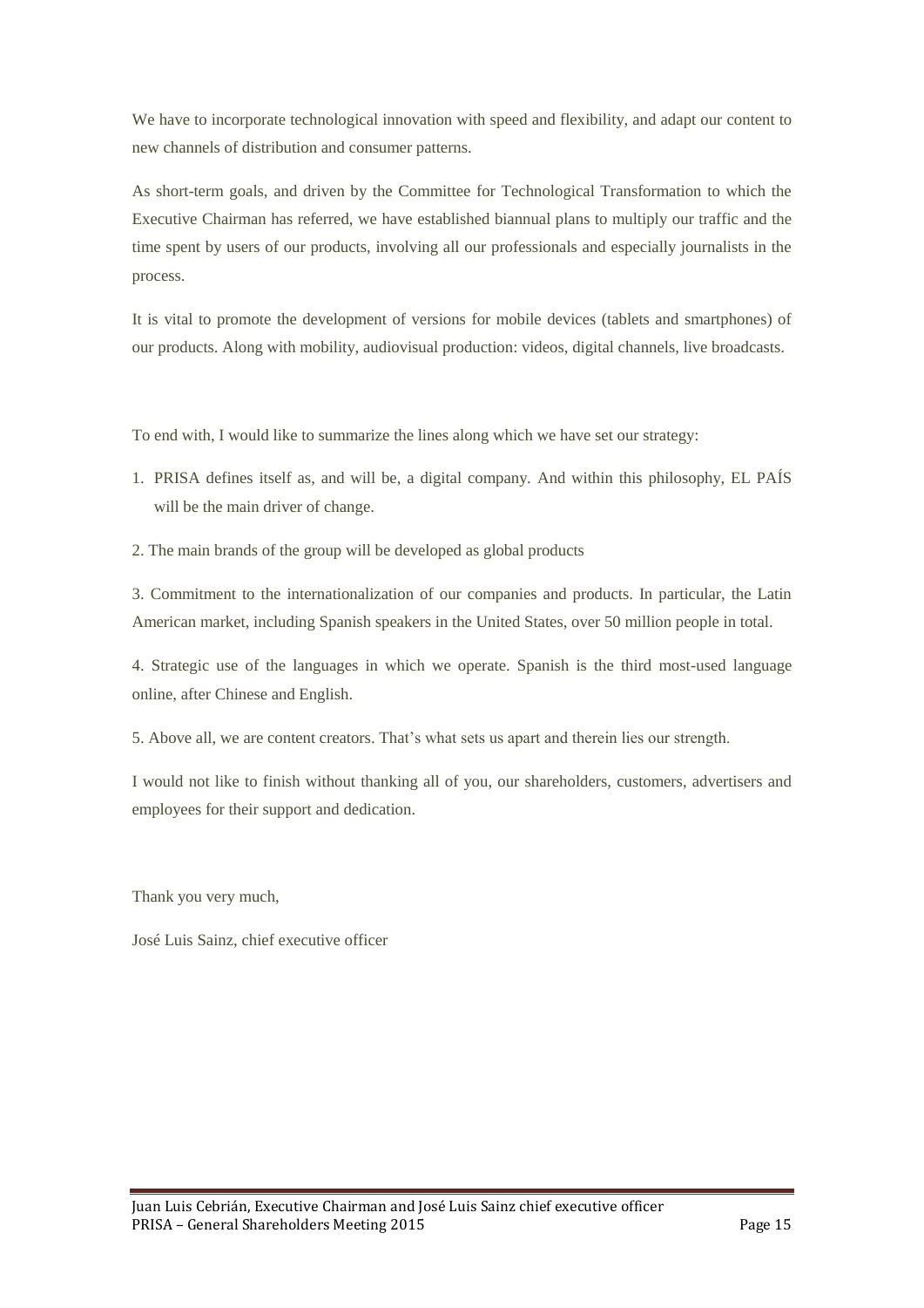We have to incorporate technological innovation with speed and flexibility, and adapt our content to new channels of distribution and consumer patterns.

As short-term goals, and driven by the Committee for Technological Transformation to which the Executive Chairman has referred, we have established biannual plans to multiply our traffic and the time spent by users of our products, involving all our professionals and especially journalists in the process.

It is vital to promote the development of versions for mobile devices (tablets and smartphones) of our products. Along with mobility, audiovisual production: videos, digital channels, live broadcasts.

To end with, I would like to summarize the lines along which we have set our strategy:

1. PRISA defines itself as, and will be, a digital company. And within this philosophy, EL PAÍS will be the main driver of change.

2. The main brands of the group will be developed as global products

3. Commitment to the internationalization of our companies and products. In particular, the Latin American market, including Spanish speakers in the United States, over 50 million people in total.

4. Strategic use of the languages in which we operate. Spanish is the third most-used language online, after Chinese and English.

5. Above all, we are content creators. That's what sets us apart and therein lies our strength.

I would not like to finish without thanking all of you, our shareholders, customers, advertisers and employees for their support and dedication.

Thank you very much,

José Luis Sainz, chief executive officer